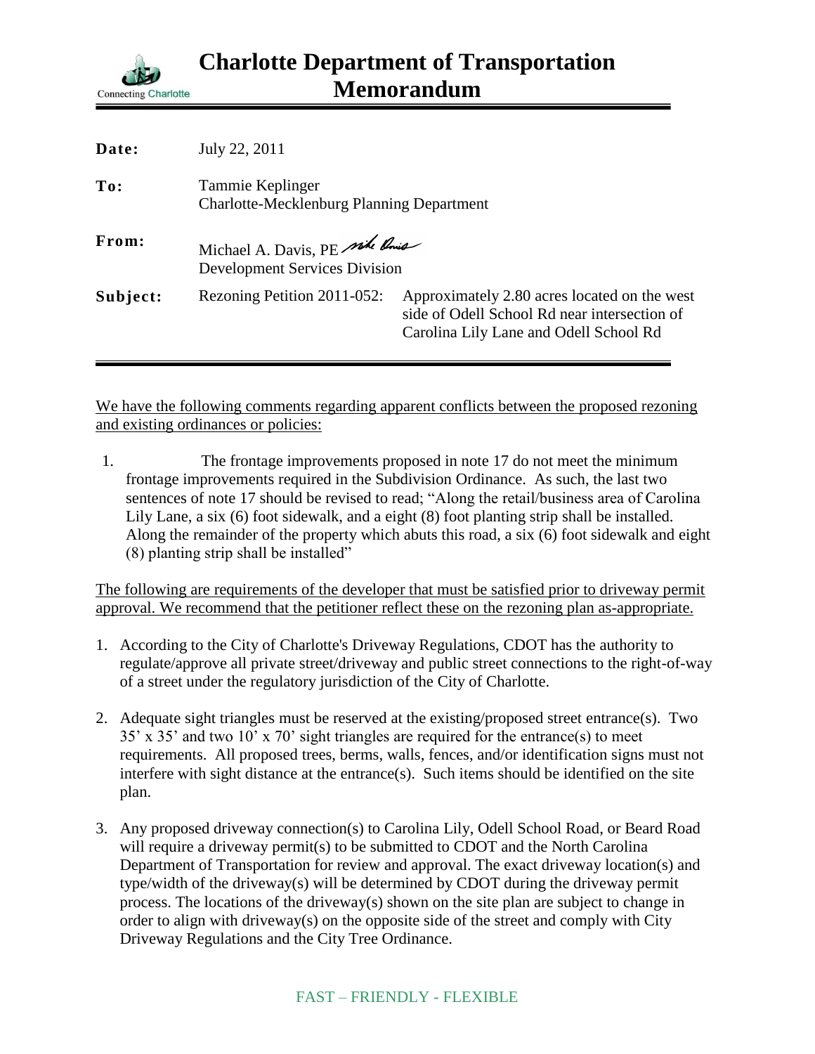# Charlotte Department of Transportation Memorandum

Connecting Charlotte

| | |
|---|---|
| **Date:** | July 22, 2011 |
| **To:** | Tammie Keplinger<br>Charlotte-Mecklenburg Planning Department |
| **From:** | Michael A. Davis, PE<br>Development Services Division |
| **Subject:** | Rezoning Petition 2011-052: Approximately 2.80 acres located on the west side of Odell School Rd near intersection of Carolina Lily Lane and Odell School Rd |

We have the following comments regarding apparent conflicts between the proposed rezoning and existing ordinances or policies:

1. The frontage improvements proposed in note 17 do not meet the minimum frontage improvements required in the Subdivision Ordinance. As such, the last two sentences of note 17 should be revised to read; "Along the retail/business area of Carolina Lily Lane, a six (6) foot sidewalk, and a eight (8) foot planting strip shall be installed. Along the remainder of the property which abuts this road, a six (6) foot sidewalk and eight (8) planting strip shall be installed"

The following are requirements of the developer that must be satisfied prior to driveway permit approval. We recommend that the petitioner reflect these on the rezoning plan as-appropriate.

1. According to the City of Charlotte's Driveway Regulations, CDOT has the authority to regulate/approve all private street/driveway and public street connections to the right-of-way of a street under the regulatory jurisdiction of the City of Charlotte.
2. Adequate sight triangles must be reserved at the existing/proposed street entrance(s). Two 35' x 35' and two 10' x 70' sight triangles are required for the entrance(s) to meet requirements. All proposed trees, berms, walls, fences, and/or identification signs must not interfere with sight distance at the entrance(s). Such items should be identified on the site plan.
3. Any proposed driveway connection(s) to Carolina Lily, Odell School Road, or Beard Road will require a driveway permit(s) to be submitted to CDOT and the North Carolina Department of Transportation for review and approval. The exact driveway location(s) and type/width of the driveway(s) will be determined by CDOT during the driveway permit process. The locations of the driveway(s) shown on the site plan are subject to change in order to align with driveway(s) on the opposite side of the street and comply with City Driveway Regulations and the City Tree Ordinance.

FAST – FRIENDLY - FLEXIBLE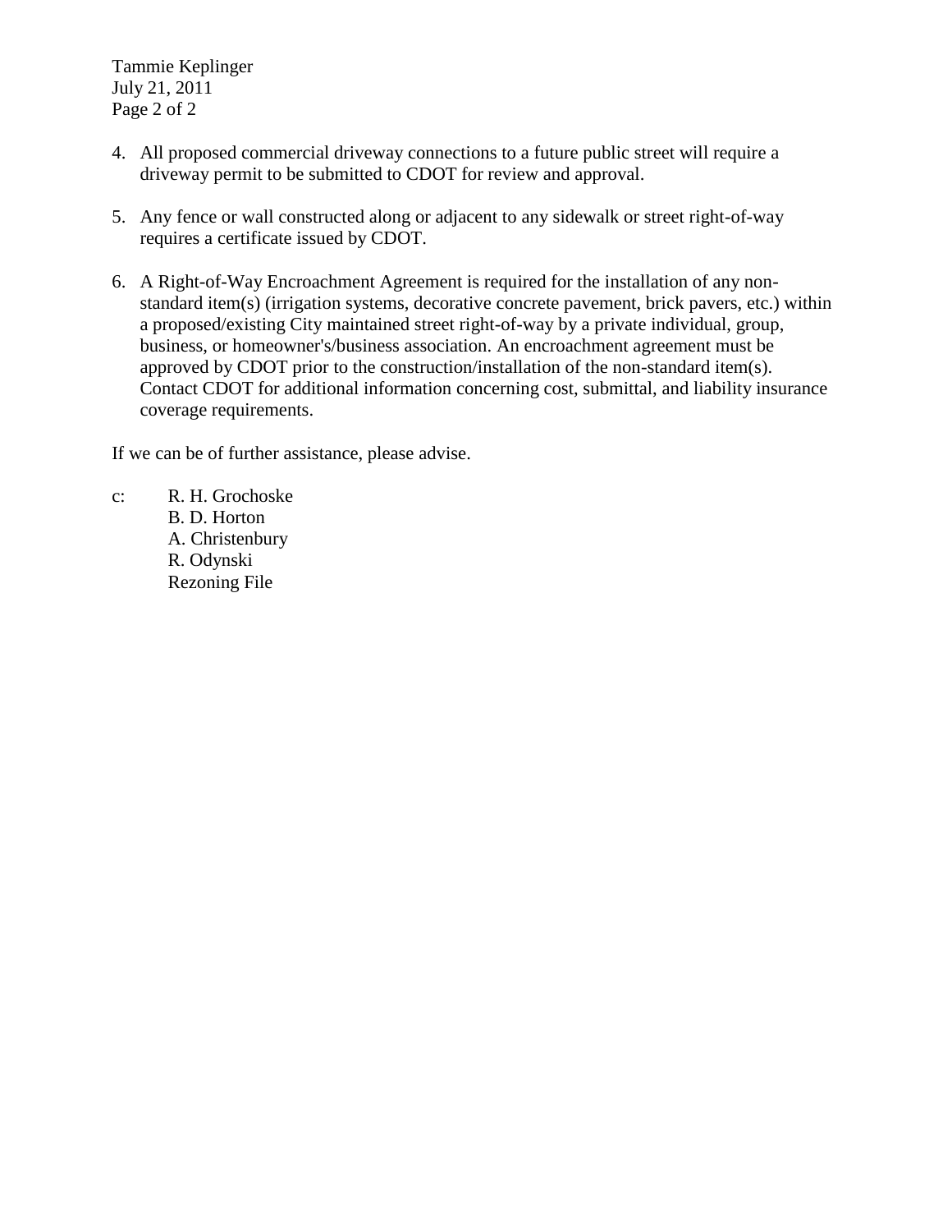4. All proposed commercial driveway connections to a future public street will require a driveway permit to be submitted to CDOT for review and approval.

5. Any fence or wall constructed along or adjacent to any sidewalk or street right-of-way requires a certificate issued by CDOT.

6. A Right-of-Way Encroachment Agreement is required for the installation of any non-standard item(s) (irrigation systems, decorative concrete pavement, brick pavers, etc.) within a proposed/existing City maintained street right-of-way by a private individual, group, business, or homeowner's/business association. An encroachment agreement must be approved by CDOT prior to the construction/installation of the non-standard item(s). Contact CDOT for additional information concerning cost, submittal, and liability insurance coverage requirements.

If we can be of further assistance, please advise.

c: R. H. Grochoske
B. D. Horton
A. Christenbury
R. Odynski
Rezoning File